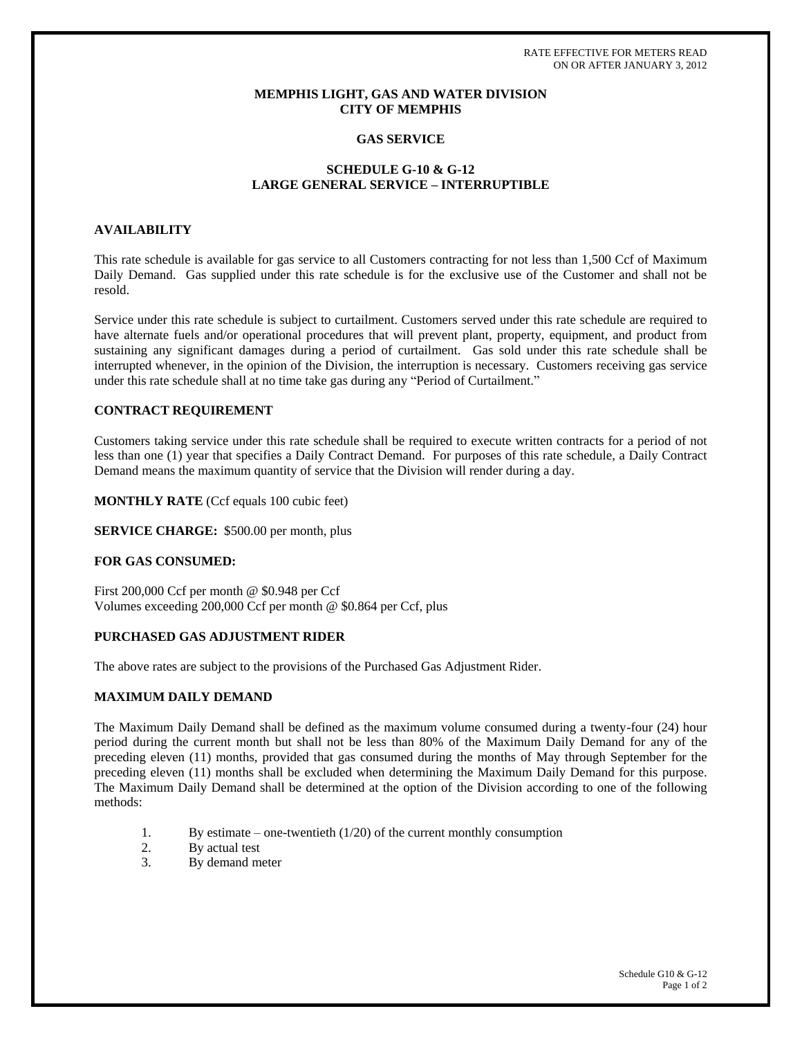RATE EFFECTIVE FOR METERS READ
ON OR AFTER JANUARY 3, 2012

# MEMPHIS LIGHT, GAS AND WATER DIVISION
# CITY OF MEMPHIS

## GAS SERVICE

## SCHEDULE G-10 & G-12
## LARGE GENERAL SERVICE – INTERRUPTIBLE

### AVAILABILITY

This rate schedule is available for gas service to all Customers contracting for not less than 1,500 Ccf of Maximum Daily Demand. Gas supplied under this rate schedule is for the exclusive use of the Customer and shall not be resold.

Service under this rate schedule is subject to curtailment. Customers served under this rate schedule are required to have alternate fuels and/or operational procedures that will prevent plant, property, equipment, and product from sustaining any significant damages during a period of curtailment. Gas sold under this rate schedule shall be interrupted whenever, in the opinion of the Division, the interruption is necessary. Customers receiving gas service under this rate schedule shall at no time take gas during any "Period of Curtailment."

### CONTRACT REQUIREMENT

Customers taking service under this rate schedule shall be required to execute written contracts for a period of not less than one (1) year that specifies a Daily Contract Demand. For purposes of this rate schedule, a Daily Contract Demand means the maximum quantity of service that the Division will render during a day.

**MONTHLY RATE** (Ccf equals 100 cubic feet)

**SERVICE CHARGE:** $500.00 per month, plus

**FOR GAS CONSUMED:**

First 200,000 Ccf per month @ $0.948 per Ccf
Volumes exceeding 200,000 Ccf per month @ $0.864 per Ccf, plus

### PURCHASED GAS ADJUSTMENT RIDER

The above rates are subject to the provisions of the Purchased Gas Adjustment Rider.

### MAXIMUM DAILY DEMAND

The Maximum Daily Demand shall be defined as the maximum volume consumed during a twenty-four (24) hour period during the current month but shall not be less than 80% of the Maximum Daily Demand for any of the preceding eleven (11) months, provided that gas consumed during the months of May through September for the preceding eleven (11) months shall be excluded when determining the Maximum Daily Demand for this purpose. The Maximum Daily Demand shall be determined at the option of the Division according to one of the following methods:

1. By estimate – one-twentieth (1/20) of the current monthly consumption
2. By actual test
3. By demand meter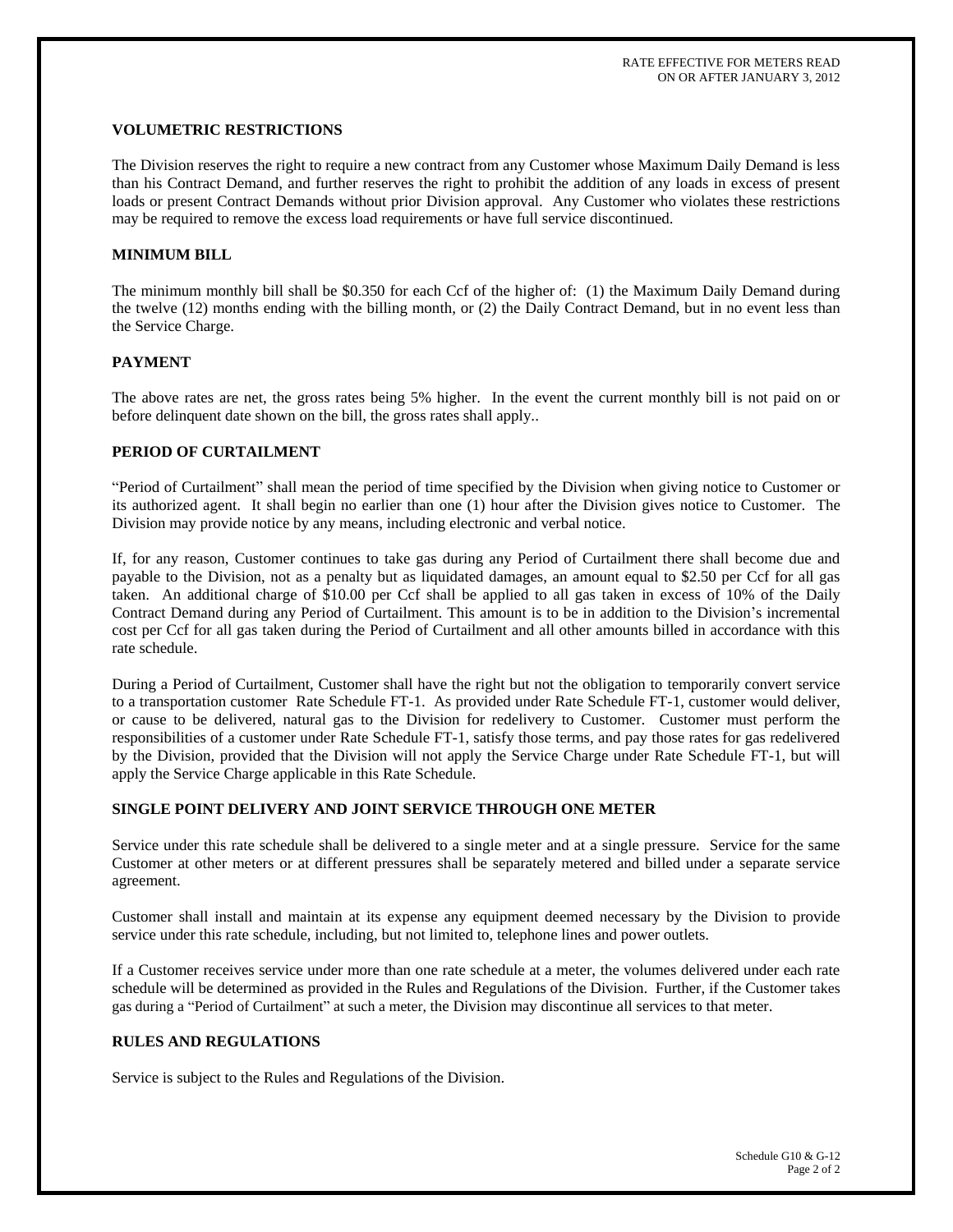RATE EFFECTIVE FOR METERS READ
ON OR AFTER JANUARY 3, 2012

## VOLUMETRIC RESTRICTIONS

The Division reserves the right to require a new contract from any Customer whose Maximum Daily Demand is less than his Contract Demand, and further reserves the right to prohibit the addition of any loads in excess of present loads or present Contract Demands without prior Division approval. Any Customer who violates these restrictions may be required to remove the excess load requirements or have full service discontinued.

## MINIMUM BILL

The minimum monthly bill shall be $0.350 for each Ccf of the higher of: (1) the Maximum Daily Demand during the twelve (12) months ending with the billing month, or (2) the Daily Contract Demand, but in no event less than the Service Charge.

## PAYMENT

The above rates are net, the gross rates being 5% higher. In the event the current monthly bill is not paid on or before delinquent date shown on the bill, the gross rates shall apply..

## PERIOD OF CURTAILMENT

"Period of Curtailment" shall mean the period of time specified by the Division when giving notice to Customer or its authorized agent. It shall begin no earlier than one (1) hour after the Division gives notice to Customer. The Division may provide notice by any means, including electronic and verbal notice.

If, for any reason, Customer continues to take gas during any Period of Curtailment there shall become due and payable to the Division, not as a penalty but as liquidated damages, an amount equal to $2.50 per Ccf for all gas taken. An additional charge of $10.00 per Ccf shall be applied to all gas taken in excess of 10% of the Daily Contract Demand during any Period of Curtailment. This amount is to be in addition to the Division's incremental cost per Ccf for all gas taken during the Period of Curtailment and all other amounts billed in accordance with this rate schedule.

During a Period of Curtailment, Customer shall have the right but not the obligation to temporarily convert service to a transportation customer Rate Schedule FT-1. As provided under Rate Schedule FT-1, customer would deliver, or cause to be delivered, natural gas to the Division for redelivery to Customer. Customer must perform the responsibilities of a customer under Rate Schedule FT-1, satisfy those terms, and pay those rates for gas redelivered by the Division, provided that the Division will not apply the Service Charge under Rate Schedule FT-1, but will apply the Service Charge applicable in this Rate Schedule.

## SINGLE POINT DELIVERY AND JOINT SERVICE THROUGH ONE METER

Service under this rate schedule shall be delivered to a single meter and at a single pressure. Service for the same Customer at other meters or at different pressures shall be separately metered and billed under a separate service agreement.

Customer shall install and maintain at its expense any equipment deemed necessary by the Division to provide service under this rate schedule, including, but not limited to, telephone lines and power outlets.

If a Customer receives service under more than one rate schedule at a meter, the volumes delivered under each rate schedule will be determined as provided in the Rules and Regulations of the Division. Further, if the Customer takes gas during a "Period of Curtailment" at such a meter, the Division may discontinue all services to that meter.

## RULES AND REGULATIONS

Service is subject to the Rules and Regulations of the Division.

Schedule G10 & G-12